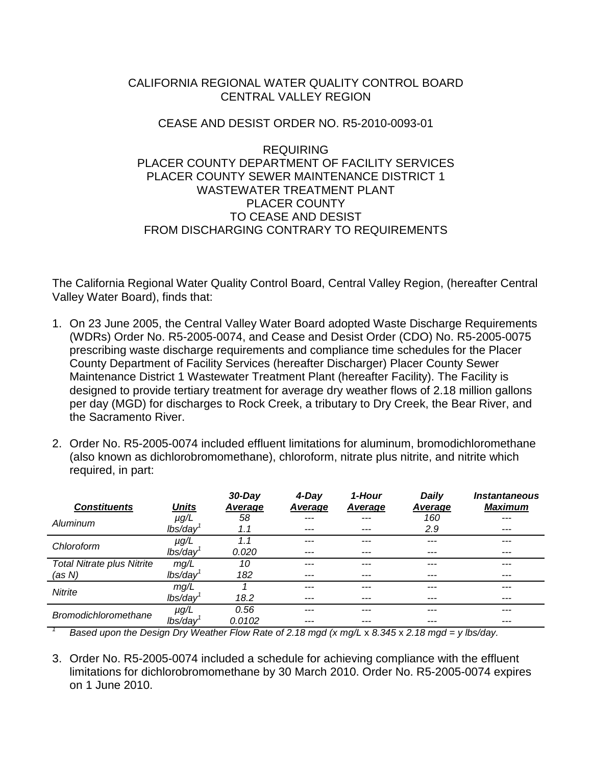CALIFORNIA REGIONAL WATER QUALITY CONTROL BOARD
CENTRAL VALLEY REGION

CEASE AND DESIST ORDER NO. R5-2010-0093-01

REQUIRING
PLACER COUNTY DEPARTMENT OF FACILITY SERVICES
PLACER COUNTY SEWER MAINTENANCE DISTRICT 1
WASTEWATER TREATMENT PLANT
PLACER COUNTY
TO CEASE AND DESIST
FROM DISCHARGING CONTRARY TO REQUIREMENTS

The California Regional Water Quality Control Board, Central Valley Region, (hereafter Central Valley Water Board), finds that:

1. On 23 June 2005, the Central Valley Water Board adopted Waste Discharge Requirements (WDRs) Order No. R5-2005-0074, and Cease and Desist Order (CDO) No. R5-2005-0075 prescribing waste discharge requirements and compliance time schedules for the Placer County Department of Facility Services (hereafter Discharger) Placer County Sewer Maintenance District 1 Wastewater Treatment Plant (hereafter Facility). The Facility is designed to provide tertiary treatment for average dry weather flows of 2.18 million gallons per day (MGD) for discharges to Rock Creek, a tributary to Dry Creek, the Bear River, and the Sacramento River.

2. Order No. R5-2005-0074 included effluent limitations for aluminum, bromodichloromethane (also known as dichlorobromomethane), chloroform, nitrate plus nitrite, and nitrite which required, in part:

| ***Constituents*** | ***Units*** | ***30-Day Average*** | ***4-Day Average*** | ***1-Hour Average*** | ***Daily Average*** | ***Instantaneous Maximum*** |
|---|---|---|---|---|---|---|
| *Aluminum* | *µg/L* | *58* | --- | --- | *160* | --- |
| | *lbs/day*[1] | *1.1* | --- | --- | *2.9* | --- |
| *Chloroform* | *µg/L* | *1.1* | --- | --- | --- | --- |
| | *lbs/day*[1] | *0.020* | --- | --- | --- | --- |
| *Total Nitrate plus Nitrite (as N)* | *mg/L* | *10* | --- | --- | --- | --- |
| | *lbs/day*[1] | *182* | --- | --- | --- | --- |
| *Nitrite* | *mg/L* | *1* | --- | --- | --- | --- |
| | *lbs/day*[1] | *18.2* | --- | --- | --- | --- |
| *Bromodichloromethane* | *µg/L* | *0.56* | --- | --- | --- | --- |
| | *lbs/day*[1] | *0.0102* | --- | --- | --- | --- |

[1] *Based upon the Design Dry Weather Flow Rate of 2.18 mgd (x mg/L x 8.345 x 2.18 mgd = y lbs/day.*

3. Order No. R5-2005-0074 included a schedule for achieving compliance with the effluent limitations for dichlorobromomethane by 30 March 2010. Order No. R5-2005-0074 expires on 1 June 2010.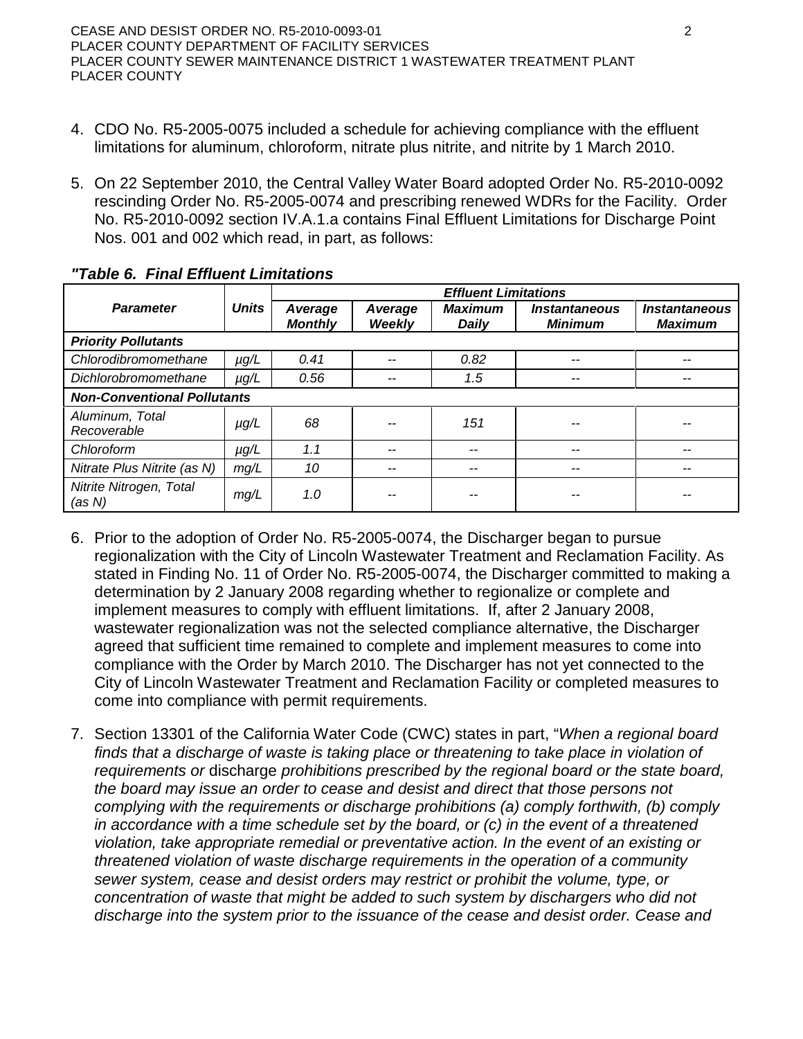4. CDO No. R5-2005-0075 included a schedule for achieving compliance with the effluent limitations for aluminum, chloroform, nitrate plus nitrite, and nitrite by 1 March 2010.

5. On 22 September 2010, the Central Valley Water Board adopted Order No. R5-2010-0092 rescinding Order No. R5-2005-0074 and prescribing renewed WDRs for the Facility. Order No. R5-2010-0092 section IV.A.1.a contains Final Effluent Limitations for Discharge Point Nos. 001 and 002 which read, in part, as follows:

***"Table 6. Final Effluent Limitations***

| *Parameter* | *Units* | *Effluent Limitations* | | | | |
|---|---|---|---|---|---|---|
| | | *Average Monthly* | *Average Weekly* | *Maximum Daily* | *Instantaneous Minimum* | *Instantaneous Maximum* |
| ***Priority Pollutants*** | | | | | | |
| *Chlorodibromomethane* | *µg/L* | *0.41* | -- | *0.82* | -- | -- |
| *Dichlorobromomethane* | *µg/L* | *0.56* | -- | *1.5* | -- | -- |
| ***Non-Conventional Pollutants*** | | | | | | |
| *Aluminum, Total Recoverable* | *µg/L* | *68* | -- | *151* | -- | -- |
| *Chloroform* | *µg/L* | *1.1* | -- | -- | -- | -- |
| *Nitrate Plus Nitrite (as N)* | *mg/L* | *10* | -- | -- | -- | -- |
| *Nitrite Nitrogen, Total (as N)* | *mg/L* | *1.0* | -- | -- | -- | -- |

6. Prior to the adoption of Order No. R5-2005-0074, the Discharger began to pursue regionalization with the City of Lincoln Wastewater Treatment and Reclamation Facility. As stated in Finding No. 11 of Order No. R5-2005-0074, the Discharger committed to making a determination by 2 January 2008 regarding whether to regionalize or complete and implement measures to comply with effluent limitations. If, after 2 January 2008, wastewater regionalization was not the selected compliance alternative, the Discharger agreed that sufficient time remained to complete and implement measures to come into compliance with the Order by March 2010. The Discharger has not yet connected to the City of Lincoln Wastewater Treatment and Reclamation Facility or completed measures to come into compliance with permit requirements.

7. Section 13301 of the California Water Code (CWC) states in part, "*When a regional board finds that a discharge of waste is taking place or threatening to take place in violation of requirements or* discharge *prohibitions prescribed by the regional board or the state board, the board may issue an order to cease and desist and direct that those persons not complying with the requirements or discharge prohibitions (a) comply forthwith, (b) comply in accordance with a time schedule set by the board, or (c) in the event of a threatened violation, take appropriate remedial or preventative action. In the event of an existing or threatened violation of waste discharge requirements in the operation of a community sewer system, cease and desist orders may restrict or prohibit the volume, type, or concentration of waste that might be added to such system by dischargers who did not discharge into the system prior to the issuance of the cease and desist order. Cease and*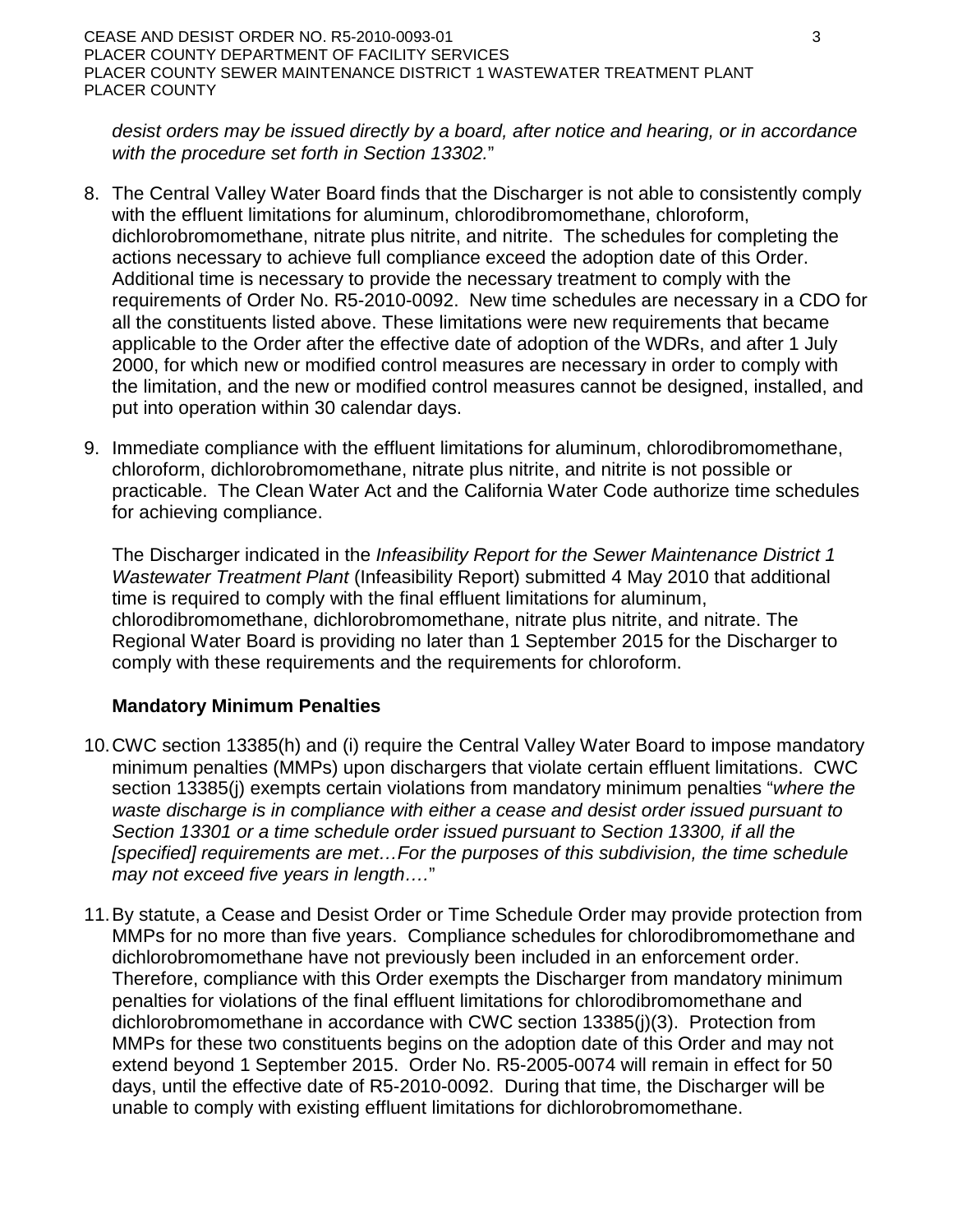*desist orders may be issued directly by a board, after notice and hearing, or in accordance with the procedure set forth in Section 13302.*"

8. The Central Valley Water Board finds that the Discharger is not able to consistently comply with the effluent limitations for aluminum, chlorodibromomethane, chloroform, dichlorobromomethane, nitrate plus nitrite, and nitrite. The schedules for completing the actions necessary to achieve full compliance exceed the adoption date of this Order. Additional time is necessary to provide the necessary treatment to comply with the requirements of Order No. R5-2010-0092. New time schedules are necessary in a CDO for all the constituents listed above. These limitations were new requirements that became applicable to the Order after the effective date of adoption of the WDRs, and after 1 July 2000, for which new or modified control measures are necessary in order to comply with the limitation, and the new or modified control measures cannot be designed, installed, and put into operation within 30 calendar days.

9. Immediate compliance with the effluent limitations for aluminum, chlorodibromomethane, chloroform, dichlorobromomethane, nitrate plus nitrite, and nitrite is not possible or practicable. The Clean Water Act and the California Water Code authorize time schedules for achieving compliance.

   The Discharger indicated in the *Infeasibility Report for the Sewer Maintenance District 1 Wastewater Treatment Plant* (Infeasibility Report) submitted 4 May 2010 that additional time is required to comply with the final effluent limitations for aluminum, chlorodibromomethane, dichlorobromomethane, nitrate plus nitrite, and nitrate. The Regional Water Board is providing no later than 1 September 2015 for the Discharger to comply with these requirements and the requirements for chloroform.

### Mandatory Minimum Penalties

10. CWC section 13385(h) and (i) require the Central Valley Water Board to impose mandatory minimum penalties (MMPs) upon dischargers that violate certain effluent limitations. CWC section 13385(j) exempts certain violations from mandatory minimum penalties "*where the waste discharge is in compliance with either a cease and desist order issued pursuant to Section 13301 or a time schedule order issued pursuant to Section 13300, if all the [specified] requirements are met…For the purposes of this subdivision, the time schedule may not exceed five years in length*…."

11. By statute, a Cease and Desist Order or Time Schedule Order may provide protection from MMPs for no more than five years. Compliance schedules for chlorodibromomethane and dichlorobromomethane have not previously been included in an enforcement order. Therefore, compliance with this Order exempts the Discharger from mandatory minimum penalties for violations of the final effluent limitations for chlorodibromomethane and dichlorobromomethane in accordance with CWC section 13385(j)(3). Protection from MMPs for these two constituents begins on the adoption date of this Order and may not extend beyond 1 September 2015. Order No. R5-2005-0074 will remain in effect for 50 days, until the effective date of R5-2010-0092. During that time, the Discharger will be unable to comply with existing effluent limitations for dichlorobromomethane.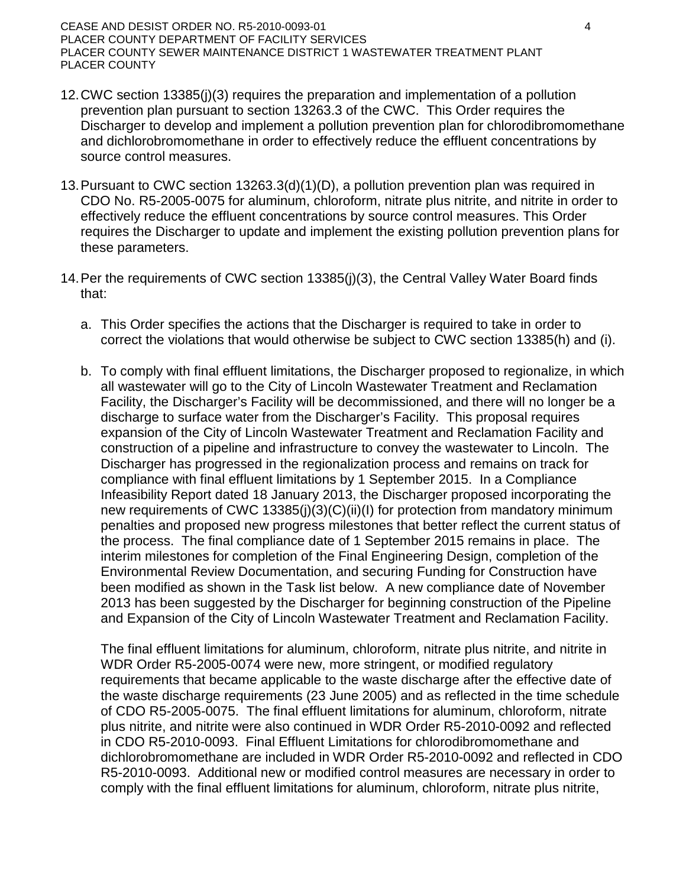12. CWC section 13385(j)(3) requires the preparation and implementation of a pollution prevention plan pursuant to section 13263.3 of the CWC. This Order requires the Discharger to develop and implement a pollution prevention plan for chlorodibromomethane and dichlorobromomethane in order to effectively reduce the effluent concentrations by source control measures.

13. Pursuant to CWC section 13263.3(d)(1)(D), a pollution prevention plan was required in CDO No. R5-2005-0075 for aluminum, chloroform, nitrate plus nitrite, and nitrite in order to effectively reduce the effluent concentrations by source control measures. This Order requires the Discharger to update and implement the existing pollution prevention plans for these parameters.

14. Per the requirements of CWC section 13385(j)(3), the Central Valley Water Board finds that:

    a. This Order specifies the actions that the Discharger is required to take in order to correct the violations that would otherwise be subject to CWC section 13385(h) and (i).

    b. To comply with final effluent limitations, the Discharger proposed to regionalize, in which all wastewater will go to the City of Lincoln Wastewater Treatment and Reclamation Facility, the Discharger's Facility will be decommissioned, and there will no longer be a discharge to surface water from the Discharger's Facility. This proposal requires expansion of the City of Lincoln Wastewater Treatment and Reclamation Facility and construction of a pipeline and infrastructure to convey the wastewater to Lincoln. The Discharger has progressed in the regionalization process and remains on track for compliance with final effluent limitations by 1 September 2015. In a Compliance Infeasibility Report dated 18 January 2013, the Discharger proposed incorporating the new requirements of CWC 13385(j)(3)(C)(ii)(I) for protection from mandatory minimum penalties and proposed new progress milestones that better reflect the current status of the process. The final compliance date of 1 September 2015 remains in place. The interim milestones for completion of the Final Engineering Design, completion of the Environmental Review Documentation, and securing Funding for Construction have been modified as shown in the Task list below. A new compliance date of November 2013 has been suggested by the Discharger for beginning construction of the Pipeline and Expansion of the City of Lincoln Wastewater Treatment and Reclamation Facility.

       The final effluent limitations for aluminum, chloroform, nitrate plus nitrite, and nitrite in WDR Order R5-2005-0074 were new, more stringent, or modified regulatory requirements that became applicable to the waste discharge after the effective date of the waste discharge requirements (23 June 2005) and as reflected in the time schedule of CDO R5-2005-0075. The final effluent limitations for aluminum, chloroform, nitrate plus nitrite, and nitrite were also continued in WDR Order R5-2010-0092 and reflected in CDO R5-2010-0093. Final Effluent Limitations for chlorodibromomethane and dichlorobromomethane are included in WDR Order R5-2010-0092 and reflected in CDO R5-2010-0093. Additional new or modified control measures are necessary in order to comply with the final effluent limitations for aluminum, chloroform, nitrate plus nitrite,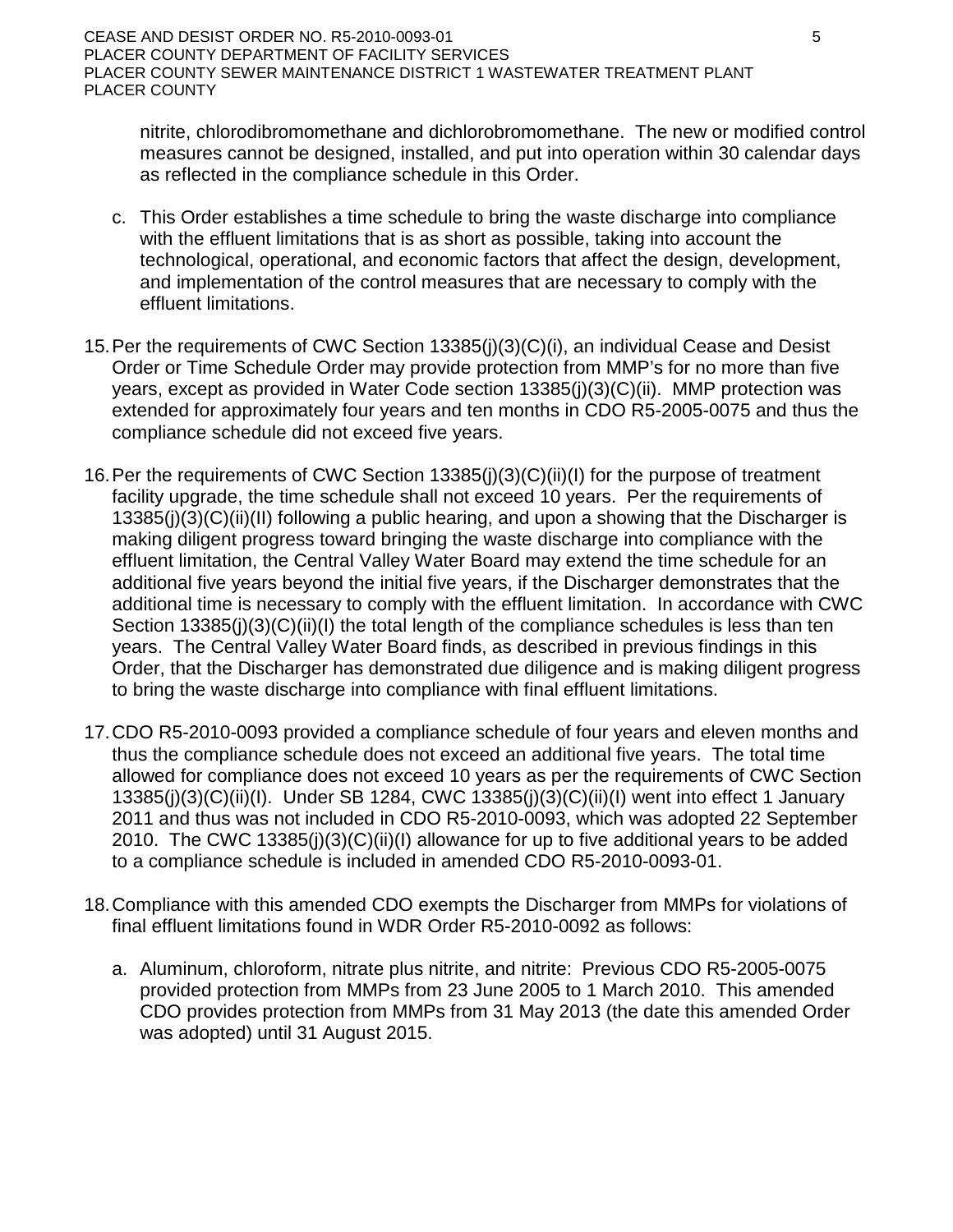nitrite, chlorodibromomethane and dichlorobromomethane. The new or modified control measures cannot be designed, installed, and put into operation within 30 calendar days as reflected in the compliance schedule in this Order.

c. This Order establishes a time schedule to bring the waste discharge into compliance with the effluent limitations that is as short as possible, taking into account the technological, operational, and economic factors that affect the design, development, and implementation of the control measures that are necessary to comply with the effluent limitations.

15. Per the requirements of CWC Section 13385(j)(3)(C)(i), an individual Cease and Desist Order or Time Schedule Order may provide protection from MMP's for no more than five years, except as provided in Water Code section 13385(j)(3)(C)(ii). MMP protection was extended for approximately four years and ten months in CDO R5-2005-0075 and thus the compliance schedule did not exceed five years.

16. Per the requirements of CWC Section 13385(j)(3)(C)(ii)(I) for the purpose of treatment facility upgrade, the time schedule shall not exceed 10 years. Per the requirements of 13385(j)(3)(C)(ii)(II) following a public hearing, and upon a showing that the Discharger is making diligent progress toward bringing the waste discharge into compliance with the effluent limitation, the Central Valley Water Board may extend the time schedule for an additional five years beyond the initial five years, if the Discharger demonstrates that the additional time is necessary to comply with the effluent limitation. In accordance with CWC Section 13385(j)(3)(C)(ii)(I) the total length of the compliance schedules is less than ten years. The Central Valley Water Board finds, as described in previous findings in this Order, that the Discharger has demonstrated due diligence and is making diligent progress to bring the waste discharge into compliance with final effluent limitations.

17. CDO R5-2010-0093 provided a compliance schedule of four years and eleven months and thus the compliance schedule does not exceed an additional five years. The total time allowed for compliance does not exceed 10 years as per the requirements of CWC Section 13385(j)(3)(C)(ii)(I). Under SB 1284, CWC 13385(j)(3)(C)(ii)(I) went into effect 1 January 2011 and thus was not included in CDO R5-2010-0093, which was adopted 22 September 2010. The CWC 13385(j)(3)(C)(ii)(I) allowance for up to five additional years to be added to a compliance schedule is included in amended CDO R5-2010-0093-01.

18. Compliance with this amended CDO exempts the Discharger from MMPs for violations of final effluent limitations found in WDR Order R5-2010-0092 as follows:

a. Aluminum, chloroform, nitrate plus nitrite, and nitrite: Previous CDO R5-2005-0075 provided protection from MMPs from 23 June 2005 to 1 March 2010. This amended CDO provides protection from MMPs from 31 May 2013 (the date this amended Order was adopted) until 31 August 2015.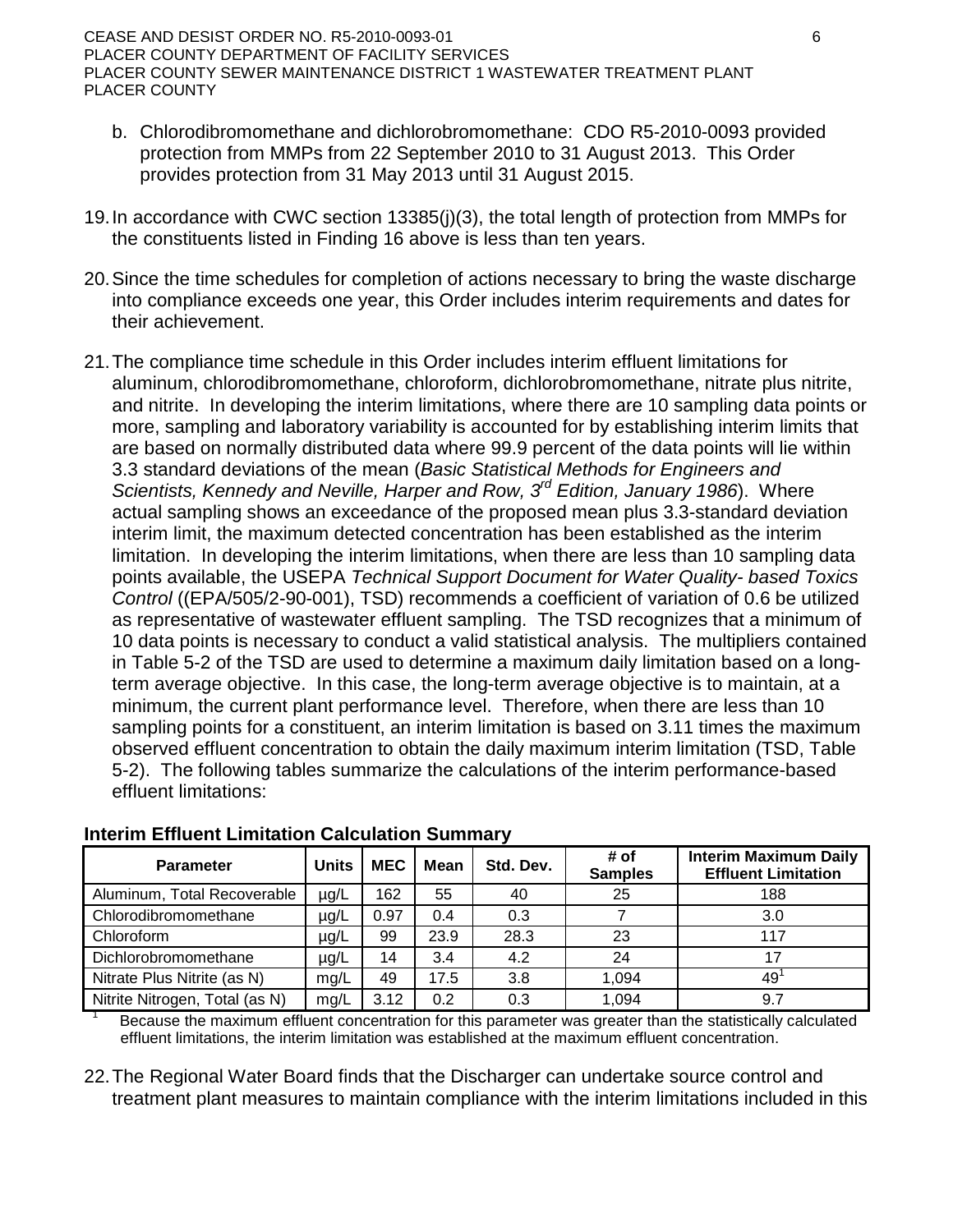b. Chlorodibromomethane and dichlorobromomethane: CDO R5-2010-0093 provided protection from MMPs from 22 September 2010 to 31 August 2013. This Order provides protection from 31 May 2013 until 31 August 2015.

19. In accordance with CWC section 13385(j)(3), the total length of protection from MMPs for the constituents listed in Finding 16 above is less than ten years.

20. Since the time schedules for completion of actions necessary to bring the waste discharge into compliance exceeds one year, this Order includes interim requirements and dates for their achievement.

21. The compliance time schedule in this Order includes interim effluent limitations for aluminum, chlorodibromomethane, chloroform, dichlorobromomethane, nitrate plus nitrite, and nitrite. In developing the interim limitations, where there are 10 sampling data points or more, sampling and laboratory variability is accounted for by establishing interim limits that are based on normally distributed data where 99.9 percent of the data points will lie within 3.3 standard deviations of the mean (*Basic Statistical Methods for Engineers and Scientists, Kennedy and Neville, Harper and Row, 3rd Edition, January 1986*). Where actual sampling shows an exceedance of the proposed mean plus 3.3-standard deviation interim limit, the maximum detected concentration has been established as the interim limitation. In developing the interim limitations, when there are less than 10 sampling data points available, the USEPA *Technical Support Document for Water Quality- based Toxics Control* ((EPA/505/2-90-001), TSD) recommends a coefficient of variation of 0.6 be utilized as representative of wastewater effluent sampling. The TSD recognizes that a minimum of 10 data points is necessary to conduct a valid statistical analysis. The multipliers contained in Table 5-2 of the TSD are used to determine a maximum daily limitation based on a long-term average objective. In this case, the long-term average objective is to maintain, at a minimum, the current plant performance level. Therefore, when there are less than 10 sampling points for a constituent, an interim limitation is based on 3.11 times the maximum observed effluent concentration to obtain the daily maximum interim limitation (TSD, Table 5-2). The following tables summarize the calculations of the interim performance-based effluent limitations:

**Interim Effluent Limitation Calculation Summary**

| Parameter | Units | MEC | Mean | Std. Dev. | # of Samples | Interim Maximum Daily Effluent Limitation |
|---|---|---|---|---|---|---|
| Aluminum, Total Recoverable | µg/L | 162 | 55 | 40 | 25 | 188 |
| Chlorodibromomethane | µg/L | 0.97 | 0.4 | 0.3 | 7 | 3.0 |
| Chloroform | µg/L | 99 | 23.9 | 28.3 | 23 | 117 |
| Dichlorobromomethane | µg/L | 14 | 3.4 | 4.2 | 24 | 17 |
| Nitrate Plus Nitrite (as N) | mg/L | 49 | 17.5 | 3.8 | 1,094 | 49[1] |
| Nitrite Nitrogen, Total (as N) | mg/L | 3.12 | 0.2 | 0.3 | 1,094 | 9.7 |

[1] Because the maximum effluent concentration for this parameter was greater than the statistically calculated effluent limitations, the interim limitation was established at the maximum effluent concentration.

22. The Regional Water Board finds that the Discharger can undertake source control and treatment plant measures to maintain compliance with the interim limitations included in this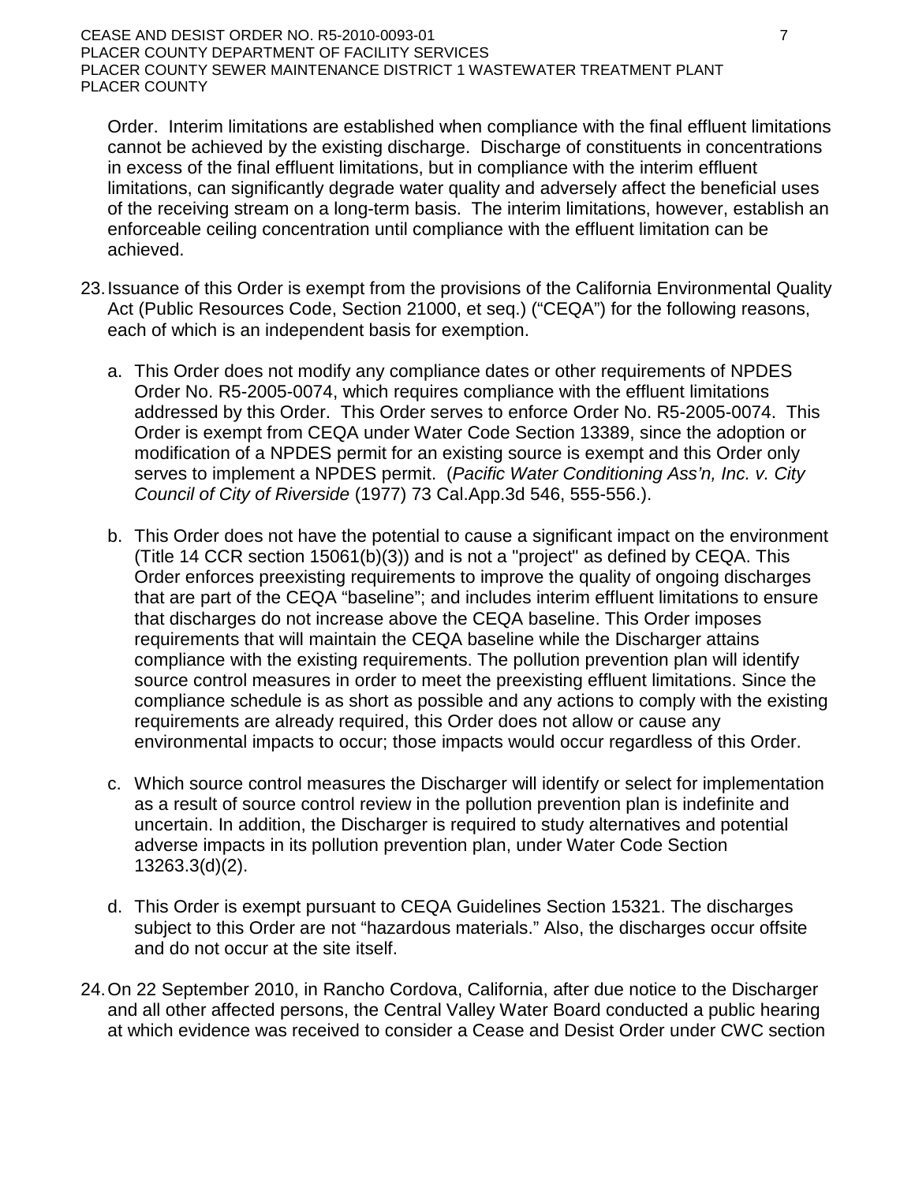Order. Interim limitations are established when compliance with the final effluent limitations cannot be achieved by the existing discharge. Discharge of constituents in concentrations in excess of the final effluent limitations, but in compliance with the interim effluent limitations, can significantly degrade water quality and adversely affect the beneficial uses of the receiving stream on a long-term basis. The interim limitations, however, establish an enforceable ceiling concentration until compliance with the effluent limitation can be achieved.

23. Issuance of this Order is exempt from the provisions of the California Environmental Quality Act (Public Resources Code, Section 21000, et seq.) ("CEQA") for the following reasons, each of which is an independent basis for exemption.

    a. This Order does not modify any compliance dates or other requirements of NPDES Order No. R5-2005-0074, which requires compliance with the effluent limitations addressed by this Order. This Order serves to enforce Order No. R5-2005-0074. This Order is exempt from CEQA under Water Code Section 13389, since the adoption or modification of a NPDES permit for an existing source is exempt and this Order only serves to implement a NPDES permit. (*Pacific Water Conditioning Ass'n, Inc. v. City Council of City of Riverside* (1977) 73 Cal.App.3d 546, 555-556.).

    b. This Order does not have the potential to cause a significant impact on the environment (Title 14 CCR section 15061(b)(3)) and is not a "project" as defined by CEQA. This Order enforces preexisting requirements to improve the quality of ongoing discharges that are part of the CEQA "baseline"; and includes interim effluent limitations to ensure that discharges do not increase above the CEQA baseline. This Order imposes requirements that will maintain the CEQA baseline while the Discharger attains compliance with the existing requirements. The pollution prevention plan will identify source control measures in order to meet the preexisting effluent limitations. Since the compliance schedule is as short as possible and any actions to comply with the existing requirements are already required, this Order does not allow or cause any environmental impacts to occur; those impacts would occur regardless of this Order.

    c. Which source control measures the Discharger will identify or select for implementation as a result of source control review in the pollution prevention plan is indefinite and uncertain. In addition, the Discharger is required to study alternatives and potential adverse impacts in its pollution prevention plan, under Water Code Section 13263.3(d)(2).

    d. This Order is exempt pursuant to CEQA Guidelines Section 15321. The discharges subject to this Order are not "hazardous materials." Also, the discharges occur offsite and do not occur at the site itself.

24. On 22 September 2010, in Rancho Cordova, California, after due notice to the Discharger and all other affected persons, the Central Valley Water Board conducted a public hearing at which evidence was received to consider a Cease and Desist Order under CWC section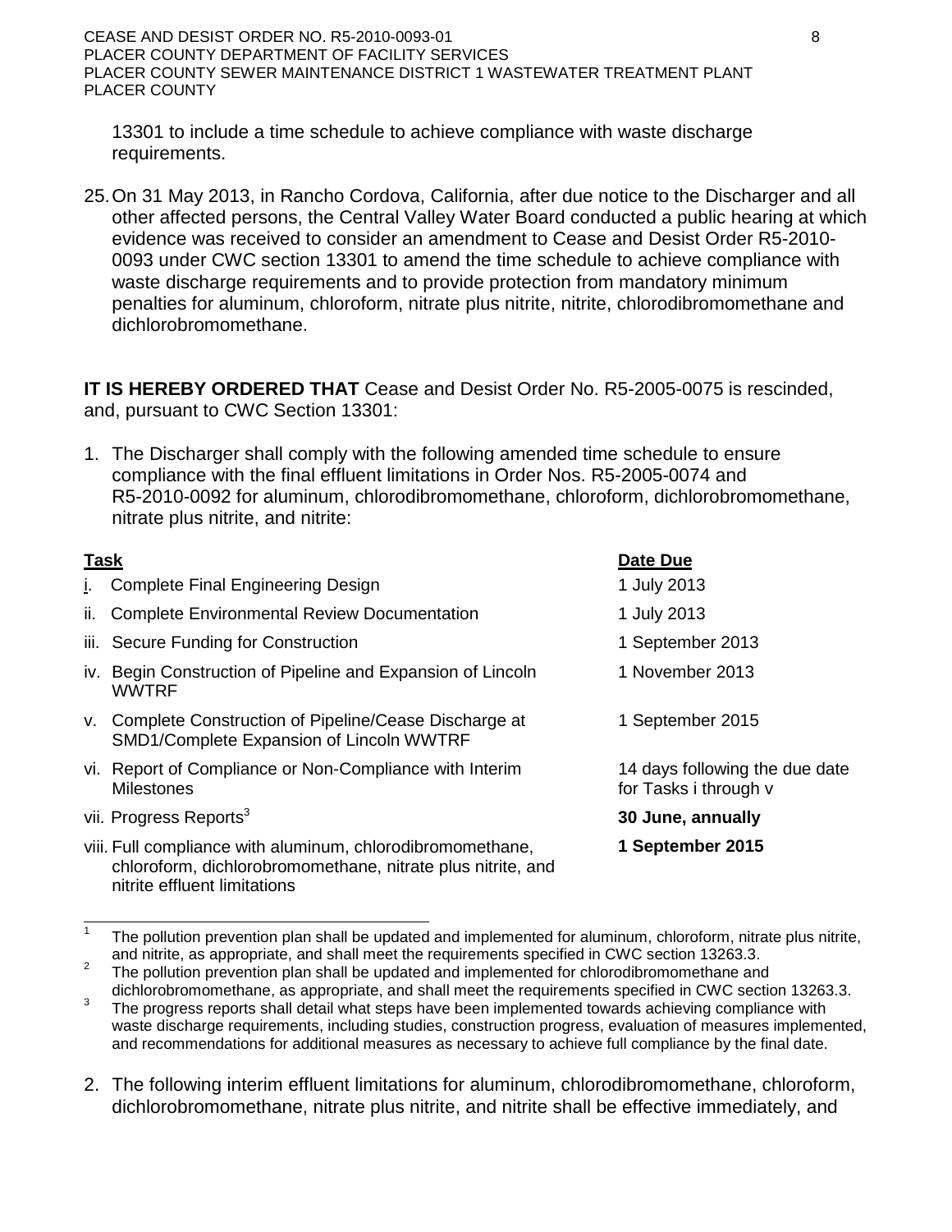13301 to include a time schedule to achieve compliance with waste discharge requirements.

25. On 31 May 2013, in Rancho Cordova, California, after due notice to the Discharger and all other affected persons, the Central Valley Water Board conducted a public hearing at which evidence was received to consider an amendment to Cease and Desist Order R5-2010-0093 under CWC section 13301 to amend the time schedule to achieve compliance with waste discharge requirements and to provide protection from mandatory minimum penalties for aluminum, chloroform, nitrate plus nitrite, nitrite, chlorodibromomethane and dichlorobromomethane.

**IT IS HEREBY ORDERED THAT** Cease and Desist Order No. R5-2005-0075 is rescinded, and, pursuant to CWC Section 13301:

1. The Discharger shall comply with the following amended time schedule to ensure compliance with the final effluent limitations in Order Nos. R5-2005-0074 and R5-2010-0092 for aluminum, chlorodibromomethane, chloroform, dichlorobromomethane, nitrate plus nitrite, and nitrite:

| **Task** | **Date Due** |
|---|---|
| i. Complete Final Engineering Design | 1 July 2013 |
| ii. Complete Environmental Review Documentation | 1 July 2013 |
| iii. Secure Funding for Construction | 1 September 2013 |
| iv. Begin Construction of Pipeline and Expansion of Lincoln WWTRF | 1 November 2013 |
| v. Complete Construction of Pipeline/Cease Discharge at SMD1/Complete Expansion of Lincoln WWTRF | 1 September 2015 |
| vi. Report of Compliance or Non-Compliance with Interim Milestones | 14 days following the due date for Tasks i through v |
| vii. Progress Reports[3] | **30 June, annually** |
| viii. Full compliance with aluminum, chlorodibromomethane, chloroform, dichlorobromomethane, nitrate plus nitrite, and nitrite effluent limitations | **1 September 2015** |

[1] The pollution prevention plan shall be updated and implemented for aluminum, chloroform, nitrate plus nitrite, and nitrite, as appropriate, and shall meet the requirements specified in CWC section 13263.3.

[2] The pollution prevention plan shall be updated and implemented for chlorodibromomethane and dichlorobromomethane, as appropriate, and shall meet the requirements specified in CWC section 13263.3.

[3] The progress reports shall detail what steps have been implemented towards achieving compliance with waste discharge requirements, including studies, construction progress, evaluation of measures implemented, and recommendations for additional measures as necessary to achieve full compliance by the final date.

2. The following interim effluent limitations for aluminum, chlorodibromomethane, chloroform, dichlorobromomethane, nitrate plus nitrite, and nitrite shall be effective immediately, and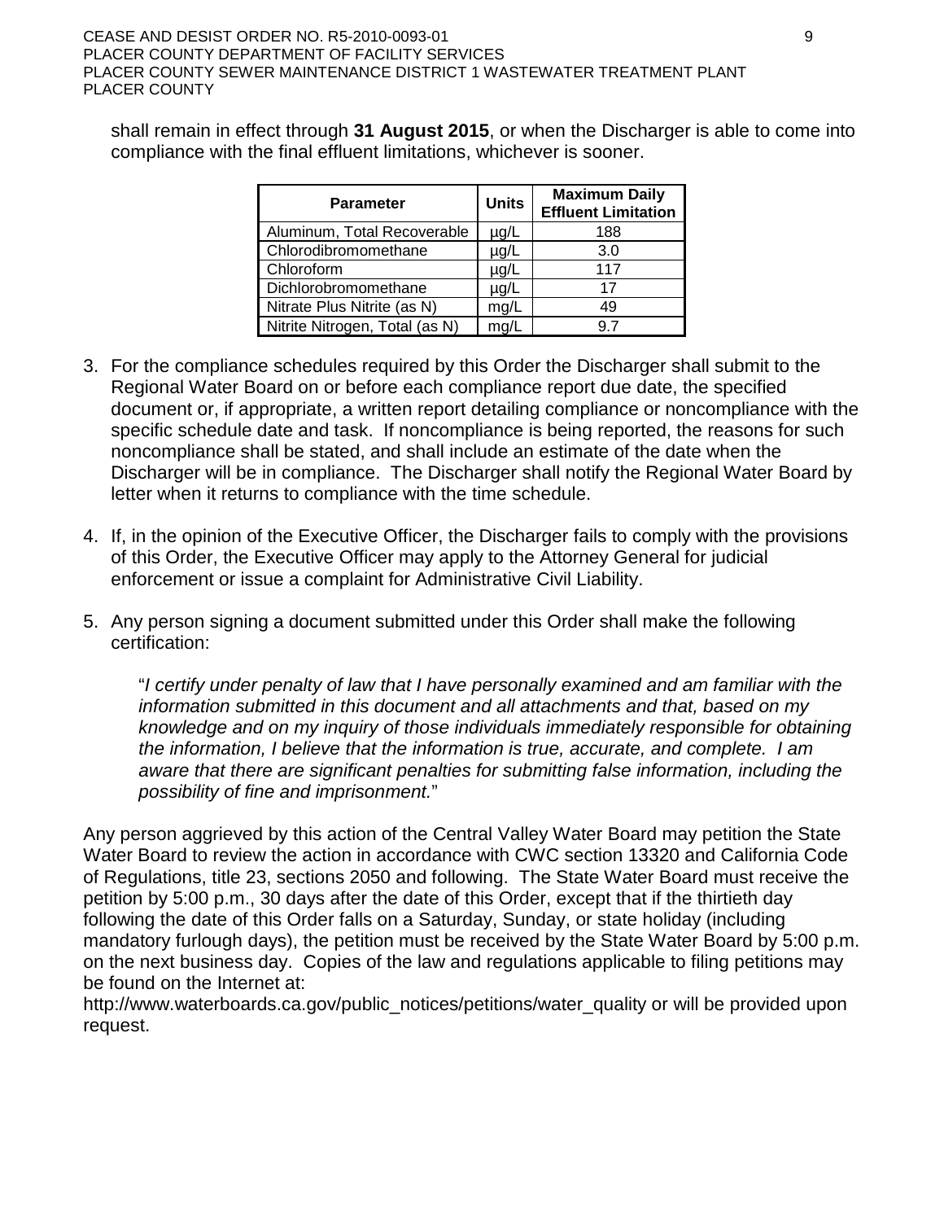shall remain in effect through **31 August 2015**, or when the Discharger is able to come into compliance with the final effluent limitations, whichever is sooner.

| Parameter | Units | Maximum Daily Effluent Limitation |
|---|---|---|
| Aluminum, Total Recoverable | µg/L | 188 |
| Chlorodibromomethane | µg/L | 3.0 |
| Chloroform | µg/L | 117 |
| Dichlorobromomethane | µg/L | 17 |
| Nitrate Plus Nitrite (as N) | mg/L | 49 |
| Nitrite Nitrogen, Total (as N) | mg/L | 9.7 |

3. For the compliance schedules required by this Order the Discharger shall submit to the Regional Water Board on or before each compliance report due date, the specified document or, if appropriate, a written report detailing compliance or noncompliance with the specific schedule date and task. If noncompliance is being reported, the reasons for such noncompliance shall be stated, and shall include an estimate of the date when the Discharger will be in compliance. The Discharger shall notify the Regional Water Board by letter when it returns to compliance with the time schedule.

4. If, in the opinion of the Executive Officer, the Discharger fails to comply with the provisions of this Order, the Executive Officer may apply to the Attorney General for judicial enforcement or issue a complaint for Administrative Civil Liability.

5. Any person signing a document submitted under this Order shall make the following certification:

   "*I certify under penalty of law that I have personally examined and am familiar with the information submitted in this document and all attachments and that, based on my knowledge and on my inquiry of those individuals immediately responsible for obtaining the information, I believe that the information is true, accurate, and complete. I am aware that there are significant penalties for submitting false information, including the possibility of fine and imprisonment.*"

Any person aggrieved by this action of the Central Valley Water Board may petition the State Water Board to review the action in accordance with CWC section 13320 and California Code of Regulations, title 23, sections 2050 and following. The State Water Board must receive the petition by 5:00 p.m., 30 days after the date of this Order, except that if the thirtieth day following the date of this Order falls on a Saturday, Sunday, or state holiday (including mandatory furlough days), the petition must be received by the State Water Board by 5:00 p.m. on the next business day. Copies of the law and regulations applicable to filing petitions may be found on the Internet at: http://www.waterboards.ca.gov/public_notices/petitions/water_quality or will be provided upon request.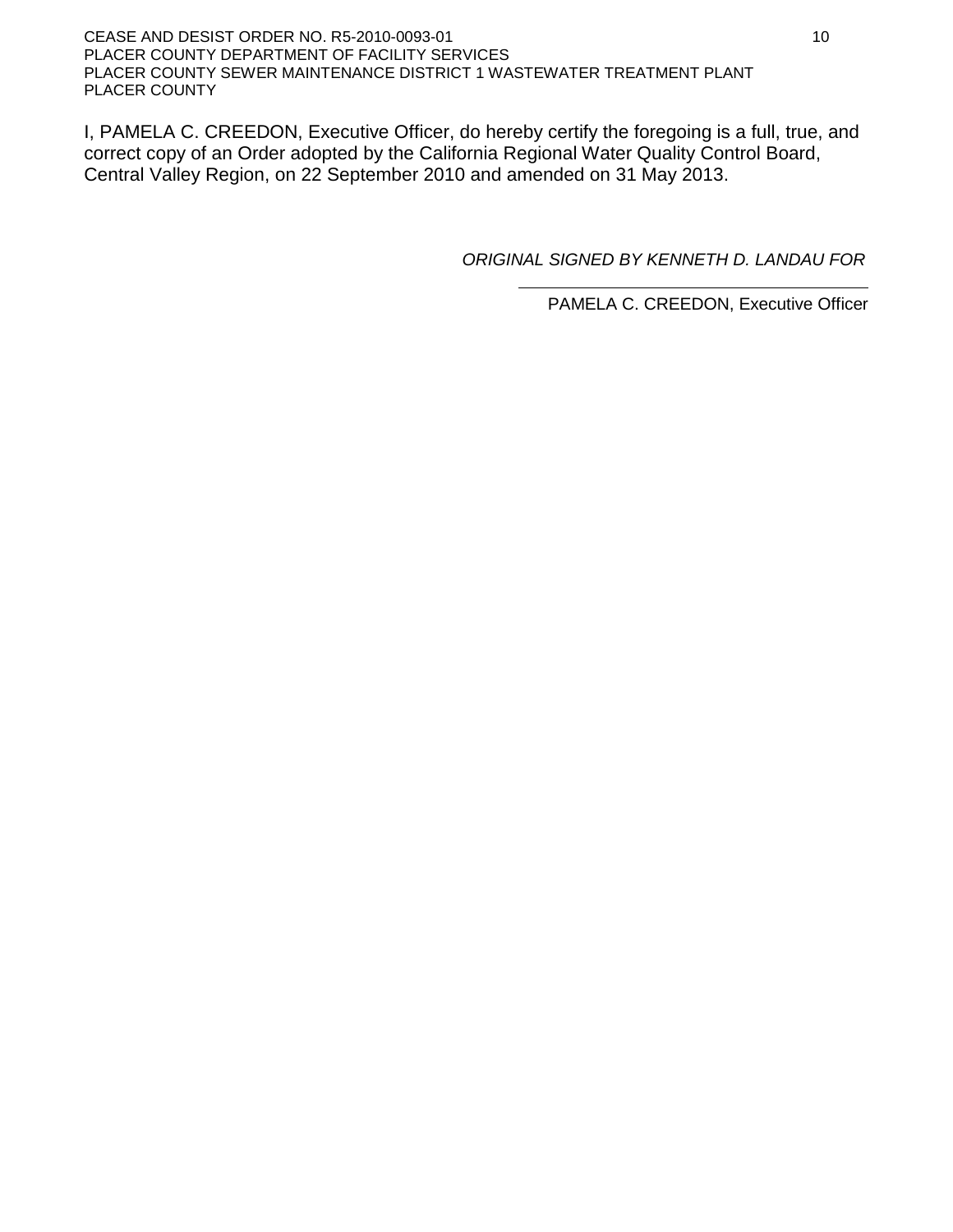I, PAMELA C. CREEDON, Executive Officer, do hereby certify the foregoing is a full, true, and correct copy of an Order adopted by the California Regional Water Quality Control Board, Central Valley Region, on 22 September 2010 and amended on 31 May 2013.

*ORIGINAL SIGNED BY KENNETH D. LANDAU FOR*

PAMELA C. CREEDON, Executive Officer